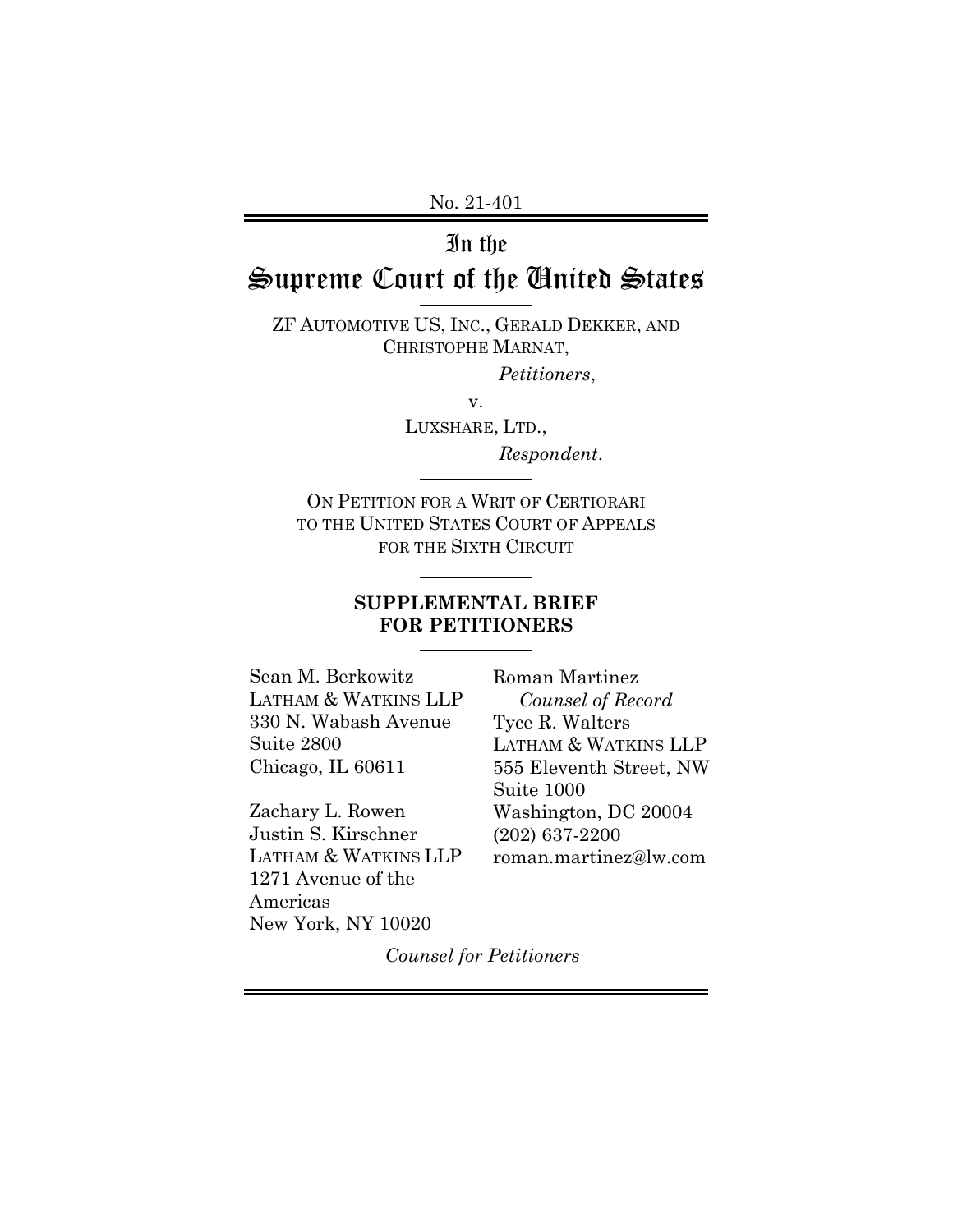No. 21-401

# In the Supreme Court of the United States

ZF AUTOMOTIVE US, INC., GERALD DEKKER, AND CHRISTOPHE MARNAT,

*Petitioners*,

v.

LUXSHARE, LTD.,

*Respondent*.

ON PETITION FOR A WRIT OF CERTIORARI TO THE UNITED STATES COURT OF APPEALS FOR THE SIXTH CIRCUIT

**SUPPLEMENTAL BRIEF FOR PETITIONERS**

Sean M. Berkowitz
LATHAM & WATKINS LLP
330 N. Wabash Avenue
Suite 2800
Chicago, IL 60611

Zachary L. Rowen
Justin S. Kirschner
LATHAM & WATKINS LLP
1271 Avenue of the Americas
New York, NY 10020

Roman Martinez
*Counsel of Record*
Tyce R. Walters
LATHAM & WATKINS LLP
555 Eleventh Street, NW
Suite 1000
Washington, DC 20004
(202) 637-2200
roman.martinez@lw.com

*Counsel for Petitioners*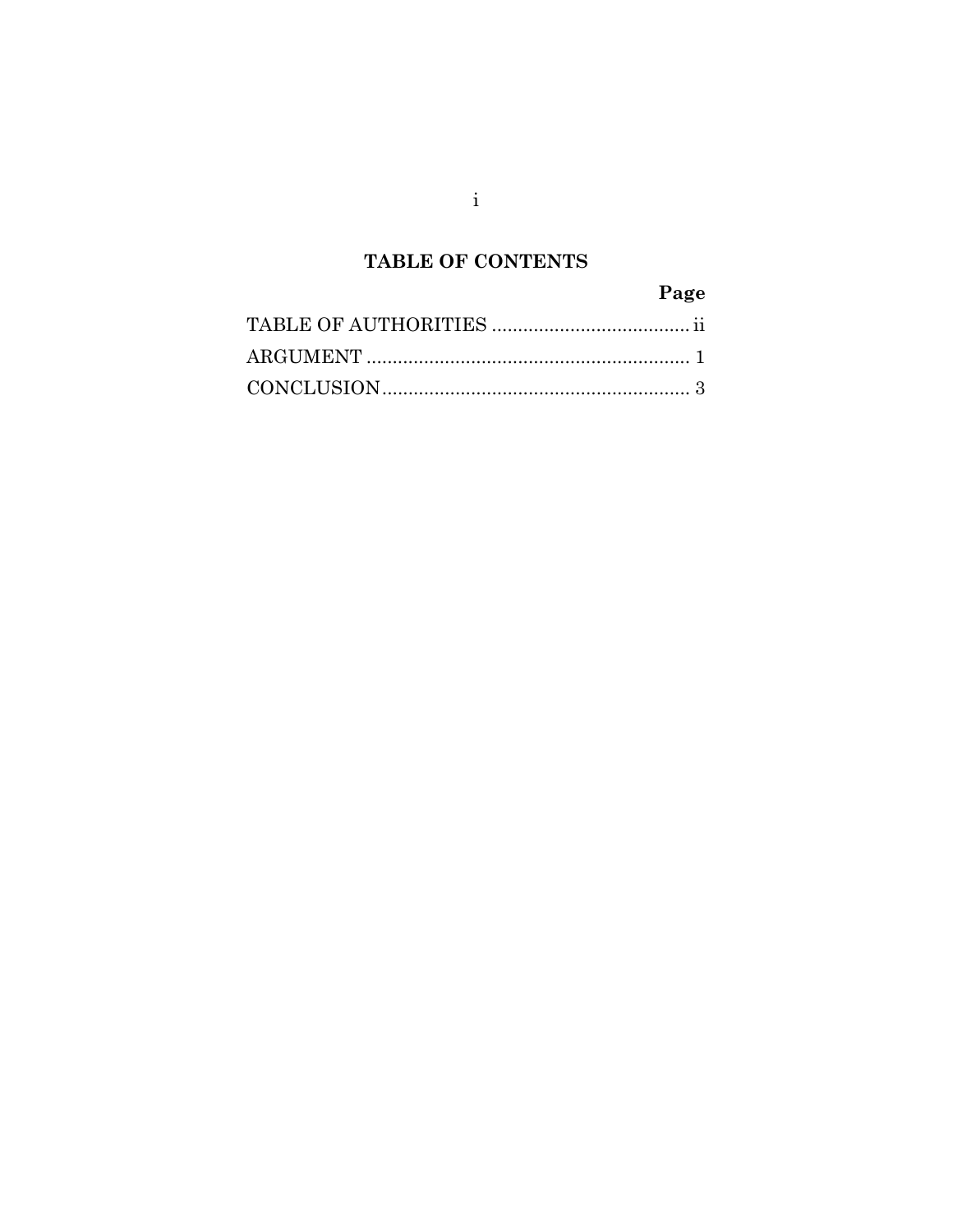## TABLE OF CONTENTS

| | Page |
|---|---|
| TABLE OF AUTHORITIES | ii |
| ARGUMENT | 1 |
| CONCLUSION | 3 |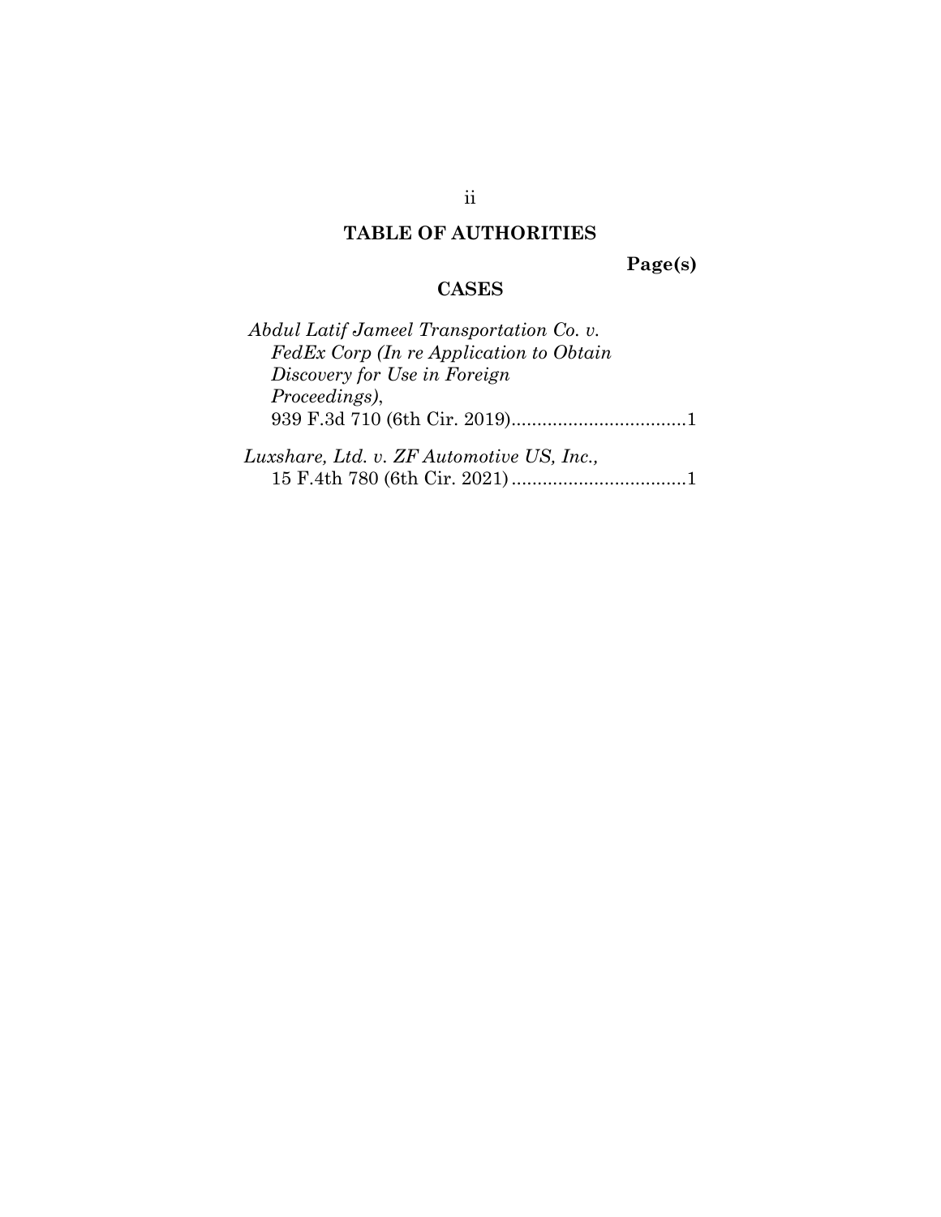## TABLE OF AUTHORITIES

**Page(s)**

### CASES

*Abdul Latif Jameel Transportation Co. v. FedEx Corp (In re Application to Obtain Discovery for Use in Foreign Proceedings)*, 939 F.3d 710 (6th Cir. 2019)..................................1

*Luxshare, Ltd. v. ZF Automotive US, Inc.*, 15 F.4th 780 (6th Cir. 2021)..................................1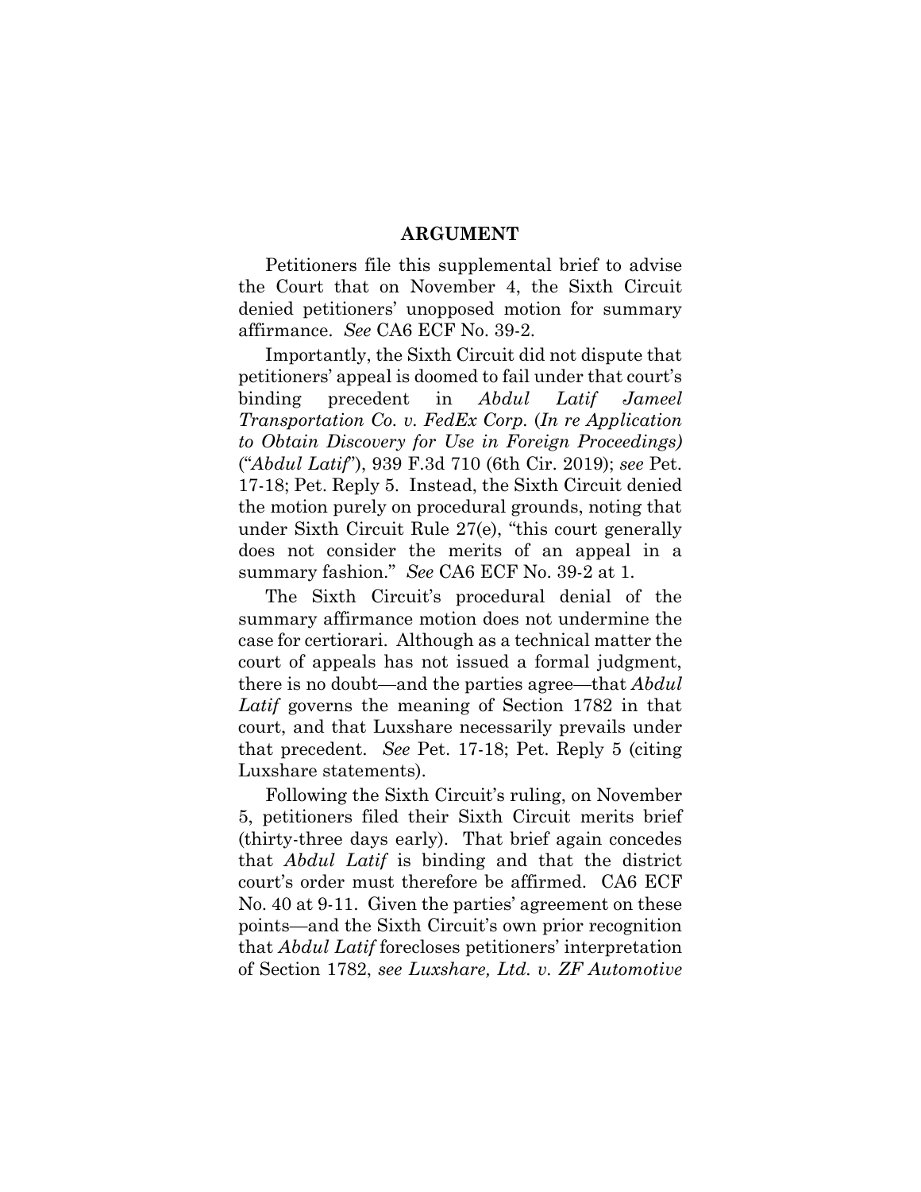## ARGUMENT

Petitioners file this supplemental brief to advise the Court that on November 4, the Sixth Circuit denied petitioners' unopposed motion for summary affirmance. *See* CA6 ECF No. 39-2.

Importantly, the Sixth Circuit did not dispute that petitioners' appeal is doomed to fail under that court's binding precedent in *Abdul Latif Jameel Transportation Co. v. FedEx Corp.* (*In re Application to Obtain Discovery for Use in Foreign Proceedings)* ("*Abdul Latif*"), 939 F.3d 710 (6th Cir. 2019); *see* Pet. 17-18; Pet. Reply 5. Instead, the Sixth Circuit denied the motion purely on procedural grounds, noting that under Sixth Circuit Rule 27(e), "this court generally does not consider the merits of an appeal in a summary fashion." *See* CA6 ECF No. 39-2 at 1.

The Sixth Circuit's procedural denial of the summary affirmance motion does not undermine the case for certiorari. Although as a technical matter the court of appeals has not issued a formal judgment, there is no doubt—and the parties agree—that *Abdul Latif* governs the meaning of Section 1782 in that court, and that Luxshare necessarily prevails under that precedent. *See* Pet. 17-18; Pet. Reply 5 (citing Luxshare statements).

Following the Sixth Circuit's ruling, on November 5, petitioners filed their Sixth Circuit merits brief (thirty-three days early). That brief again concedes that *Abdul Latif* is binding and that the district court's order must therefore be affirmed. CA6 ECF No. 40 at 9-11. Given the parties' agreement on these points—and the Sixth Circuit's own prior recognition that *Abdul Latif* forecloses petitioners' interpretation of Section 1782, *see Luxshare, Ltd. v. ZF Automotive*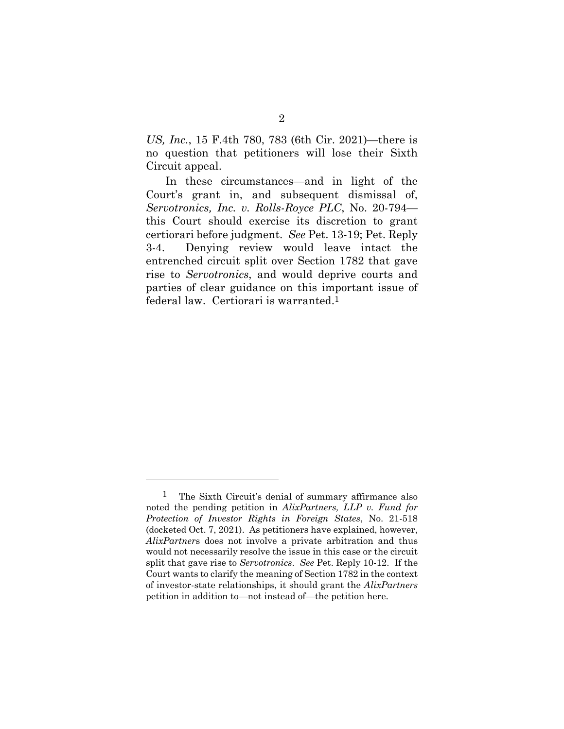*US, Inc.*, 15 F.4th 780, 783 (6th Cir. 2021)—there is no question that petitioners will lose their Sixth Circuit appeal.

In these circumstances—and in light of the Court's grant in, and subsequent dismissal of, *Servotronics, Inc. v. Rolls-Royce PLC*, No. 20-794—this Court should exercise its discretion to grant certiorari before judgment. *See* Pet. 13-19; Pet. Reply 3-4. Denying review would leave intact the entrenched circuit split over Section 1782 that gave rise to *Servotronics*, and would deprive courts and parties of clear guidance on this important issue of federal law. Certiorari is warranted.[1]

---

[1] The Sixth Circuit's denial of summary affirmance also noted the pending petition in *AlixPartners, LLP v. Fund for Protection of Investor Rights in Foreign States*, No. 21-518 (docketed Oct. 7, 2021). As petitioners have explained, however, *AlixPartners* does not involve a private arbitration and thus would not necessarily resolve the issue in this case or the circuit split that gave rise to *Servotronics*. *See* Pet. Reply 10-12. If the Court wants to clarify the meaning of Section 1782 in the context of investor-state relationships, it should grant the *AlixPartners* petition in addition to—not instead of—the petition here.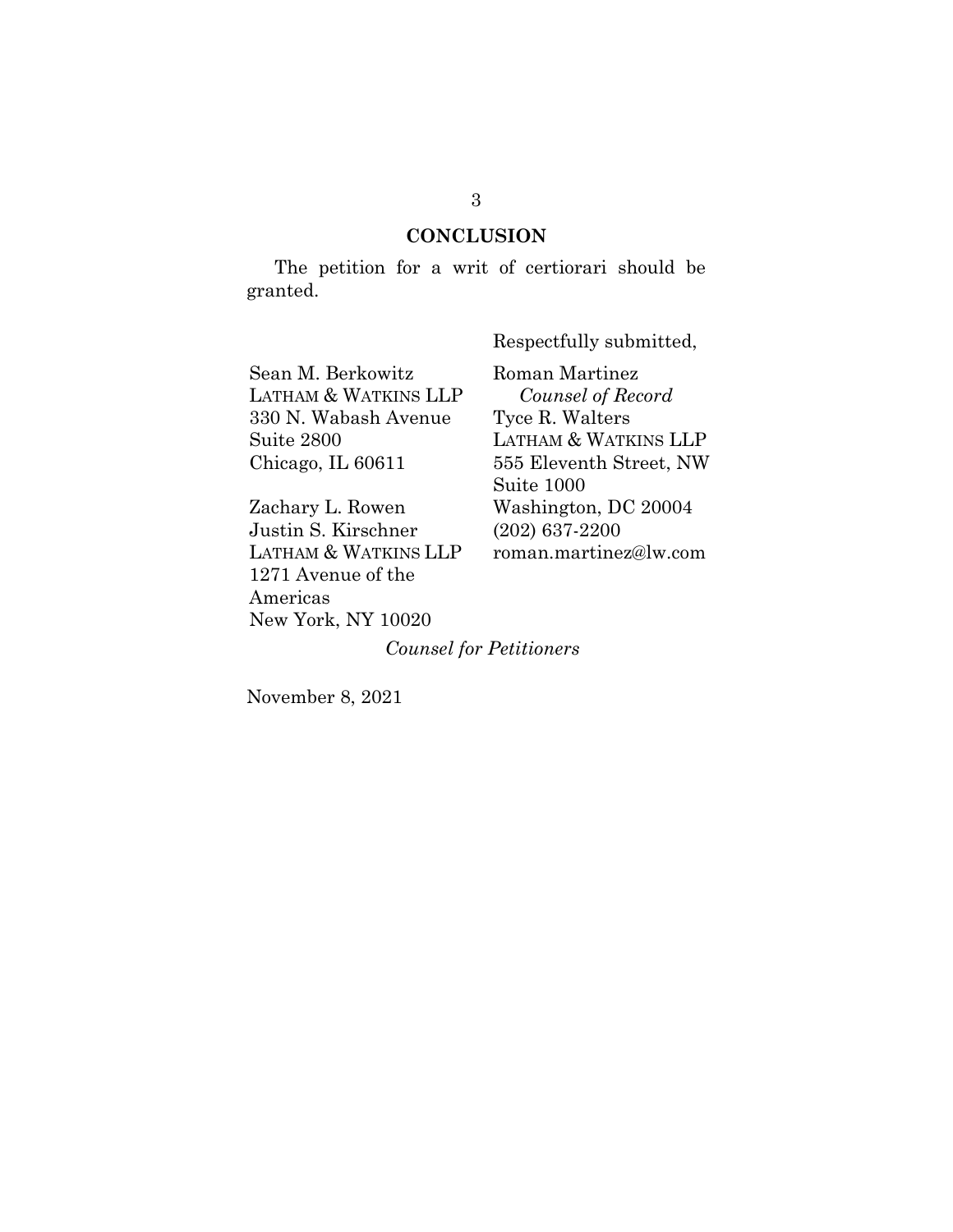## CONCLUSION

The petition for a writ of certiorari should be granted.

Respectfully submitted,

Roman Martinez
*Counsel of Record*
Tyce R. Walters
LATHAM & WATKINS LLP
555 Eleventh Street, NW
Suite 1000
Washington, DC 20004
(202) 637-2200
roman.martinez@lw.com

Sean M. Berkowitz
LATHAM & WATKINS LLP
330 N. Wabash Avenue
Suite 2800
Chicago, IL 60611

Zachary L. Rowen
Justin S. Kirschner
LATHAM & WATKINS LLP
1271 Avenue of the Americas
New York, NY 10020

*Counsel for Petitioners*

November 8, 2021